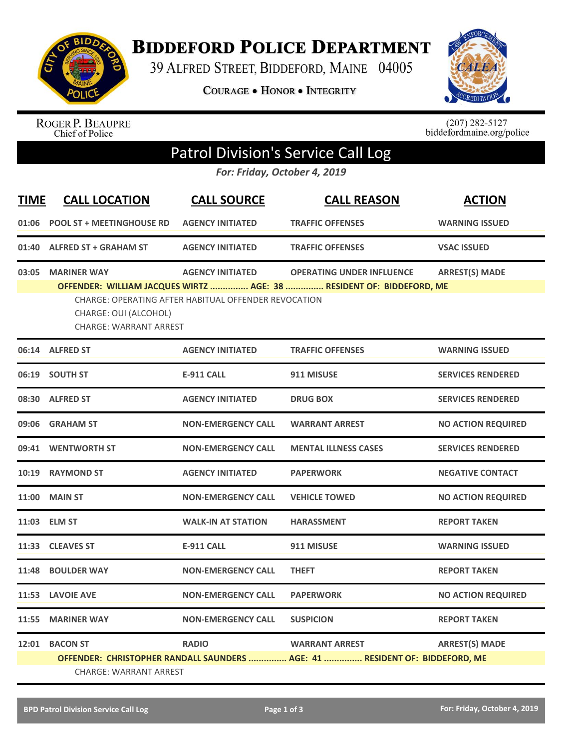# Biddeford Police Department

39 Alfred Street, Biddeford, Maine 04005

Courage • Honor • Integrity

Roger P. Beaupre
Chief of Police

(207) 282-5127
biddefordmaine.org/police

## Patrol Division's Service Call Log

*For: Friday, October 4, 2019*

| TIME | CALL LOCATION | CALL SOURCE | CALL REASON | ACTION |
|---|---|---|---|---|
| 01:06 | POOL ST + MEETINGHOUSE RD | AGENCY INITIATED | TRAFFIC OFFENSES | WARNING ISSUED |
| 01:40 | ALFRED ST + GRAHAM ST | AGENCY INITIATED | TRAFFIC OFFENSES | VSAC ISSUED |
| 03:05 | MARINER WAY | AGENCY INITIATED | OPERATING UNDER INFLUENCE | ARREST(S) MADE |

**OFFENDER: WILLIAM JACQUES WIRTZ ............... AGE: 38 ............... RESIDENT OF: BIDDEFORD, ME**

CHARGE: OPERATING AFTER HABITUAL OFFENDER REVOCATION
CHARGE: OUI (ALCOHOL)
CHARGE: WARRANT ARREST

| TIME | CALL LOCATION | CALL SOURCE | CALL REASON | ACTION |
|---|---|---|---|---|
| 06:14 | ALFRED ST | AGENCY INITIATED | TRAFFIC OFFENSES | WARNING ISSUED |
| 06:19 | SOUTH ST | E-911 CALL | 911 MISUSE | SERVICES RENDERED |
| 08:30 | ALFRED ST | AGENCY INITIATED | DRUG BOX | SERVICES RENDERED |
| 09:06 | GRAHAM ST | NON-EMERGENCY CALL | WARRANT ARREST | NO ACTION REQUIRED |
| 09:41 | WENTWORTH ST | NON-EMERGENCY CALL | MENTAL ILLNESS CASES | SERVICES RENDERED |
| 10:19 | RAYMOND ST | AGENCY INITIATED | PAPERWORK | NEGATIVE CONTACT |
| 11:00 | MAIN ST | NON-EMERGENCY CALL | VEHICLE TOWED | NO ACTION REQUIRED |
| 11:03 | ELM ST | WALK-IN AT STATION | HARASSMENT | REPORT TAKEN |
| 11:33 | CLEAVES ST | E-911 CALL | 911 MISUSE | WARNING ISSUED |
| 11:48 | BOULDER WAY | NON-EMERGENCY CALL | THEFT | REPORT TAKEN |
| 11:53 | LAVOIE AVE | NON-EMERGENCY CALL | PAPERWORK | NO ACTION REQUIRED |
| 11:55 | MARINER WAY | NON-EMERGENCY CALL | SUSPICION | REPORT TAKEN |
| 12:01 | BACON ST | RADIO | WARRANT ARREST | ARREST(S) MADE |

**OFFENDER: CHRISTOPHER RANDALL SAUNDERS ............... AGE: 41 ............... RESIDENT OF: BIDDEFORD, ME**

CHARGE: WARRANT ARREST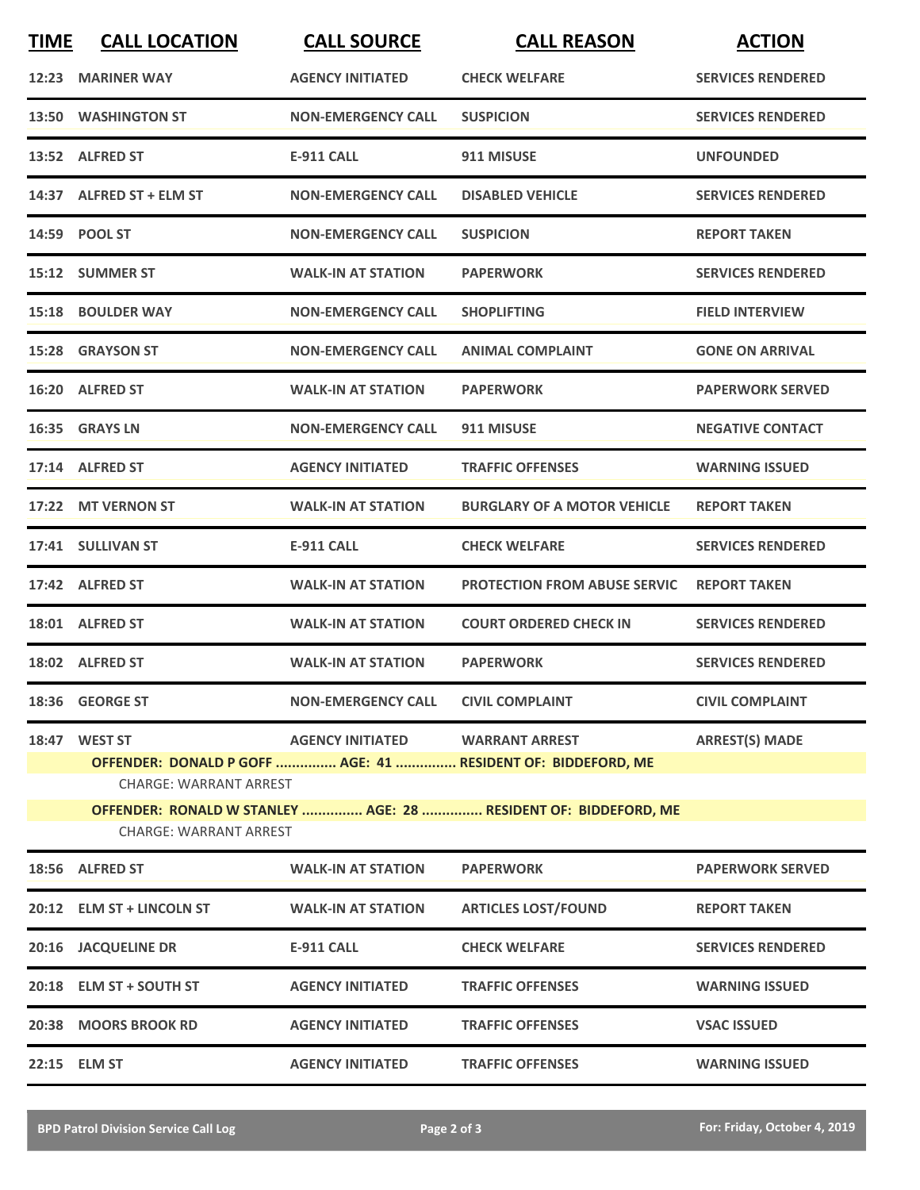| TIME | CALL LOCATION | CALL SOURCE | CALL REASON | ACTION |
|---|---|---|---|---|
| 12:23 | MARINER WAY | AGENCY INITIATED | CHECK WELFARE | SERVICES RENDERED |
| 13:50 | WASHINGTON ST | NON-EMERGENCY CALL | SUSPICION | SERVICES RENDERED |
| 13:52 | ALFRED ST | E-911 CALL | 911 MISUSE | UNFOUNDED |
| 14:37 | ALFRED ST + ELM ST | NON-EMERGENCY CALL | DISABLED VEHICLE | SERVICES RENDERED |
| 14:59 | POOL ST | NON-EMERGENCY CALL | SUSPICION | REPORT TAKEN |
| 15:12 | SUMMER ST | WALK-IN AT STATION | PAPERWORK | SERVICES RENDERED |
| 15:18 | BOULDER WAY | NON-EMERGENCY CALL | SHOPLIFTING | FIELD INTERVIEW |
| 15:28 | GRAYSON ST | NON-EMERGENCY CALL | ANIMAL COMPLAINT | GONE ON ARRIVAL |
| 16:20 | ALFRED ST | WALK-IN AT STATION | PAPERWORK | PAPERWORK SERVED |
| 16:35 | GRAYS LN | NON-EMERGENCY CALL | 911 MISUSE | NEGATIVE CONTACT |
| 17:14 | ALFRED ST | AGENCY INITIATED | TRAFFIC OFFENSES | WARNING ISSUED |
| 17:22 | MT VERNON ST | WALK-IN AT STATION | BURGLARY OF A MOTOR VEHICLE | REPORT TAKEN |
| 17:41 | SULLIVAN ST | E-911 CALL | CHECK WELFARE | SERVICES RENDERED |
| 17:42 | ALFRED ST | WALK-IN AT STATION | PROTECTION FROM ABUSE SERVIC | REPORT TAKEN |
| 18:01 | ALFRED ST | WALK-IN AT STATION | COURT ORDERED CHECK IN | SERVICES RENDERED |
| 18:02 | ALFRED ST | WALK-IN AT STATION | PAPERWORK | SERVICES RENDERED |
| 18:36 | GEORGE ST | NON-EMERGENCY CALL | CIVIL COMPLAINT | CIVIL COMPLAINT |
| 18:47 | WEST ST | AGENCY INITIATED | WARRANT ARREST | ARREST(S) MADE |

**OFFENDER: DONALD P GOFF ............... AGE: 41 ............... RESIDENT OF: BIDDEFORD, ME**

CHARGE: WARRANT ARREST

**OFFENDER: RONALD W STANLEY ............... AGE: 28 ............... RESIDENT OF: BIDDEFORD, ME**

CHARGE: WARRANT ARREST

| TIME | CALL LOCATION | CALL SOURCE | CALL REASON | ACTION |
|---|---|---|---|---|
| 18:56 | ALFRED ST | WALK-IN AT STATION | PAPERWORK | PAPERWORK SERVED |
| 20:12 | ELM ST + LINCOLN ST | WALK-IN AT STATION | ARTICLES LOST/FOUND | REPORT TAKEN |
| 20:16 | JACQUELINE DR | E-911 CALL | CHECK WELFARE | SERVICES RENDERED |
| 20:18 | ELM ST + SOUTH ST | AGENCY INITIATED | TRAFFIC OFFENSES | WARNING ISSUED |
| 20:38 | MOORS BROOK RD | AGENCY INITIATED | TRAFFIC OFFENSES | VSAC ISSUED |
| 22:15 | ELM ST | AGENCY INITIATED | TRAFFIC OFFENSES | WARNING ISSUED |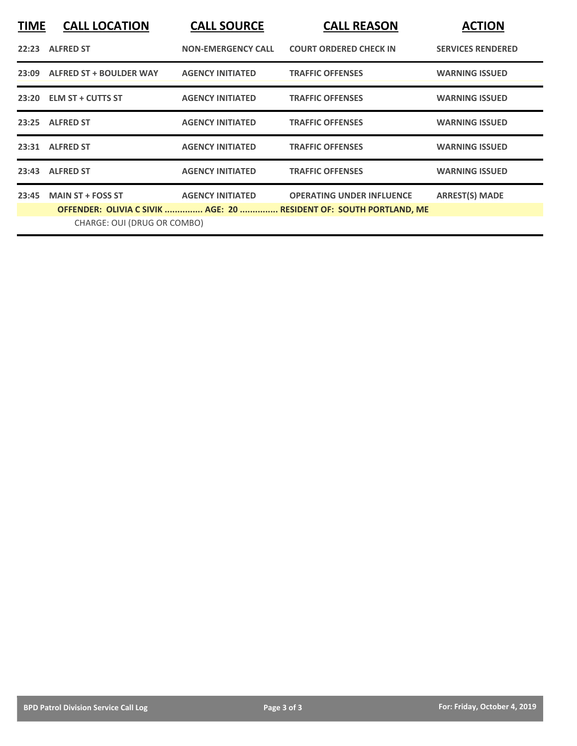| TIME | CALL LOCATION | CALL SOURCE | CALL REASON | ACTION |
|---|---|---|---|---|
| 22:23 | ALFRED ST | NON-EMERGENCY CALL | COURT ORDERED CHECK IN | SERVICES RENDERED |
| 23:09 | ALFRED ST + BOULDER WAY | AGENCY INITIATED | TRAFFIC OFFENSES | WARNING ISSUED |
| 23:20 | ELM ST + CUTTS ST | AGENCY INITIATED | TRAFFIC OFFENSES | WARNING ISSUED |
| 23:25 | ALFRED ST | AGENCY INITIATED | TRAFFIC OFFENSES | WARNING ISSUED |
| 23:31 | ALFRED ST | AGENCY INITIATED | TRAFFIC OFFENSES | WARNING ISSUED |
| 23:43 | ALFRED ST | AGENCY INITIATED | TRAFFIC OFFENSES | WARNING ISSUED |
| 23:45 | MAIN ST + FOSS ST | AGENCY INITIATED | OPERATING UNDER INFLUENCE | ARREST(S) MADE |

**OFFENDER: OLIVIA C SIVIK ............... AGE: 20 ............... RESIDENT OF: SOUTH PORTLAND, ME**

CHARGE: OUI (DRUG OR COMBO)